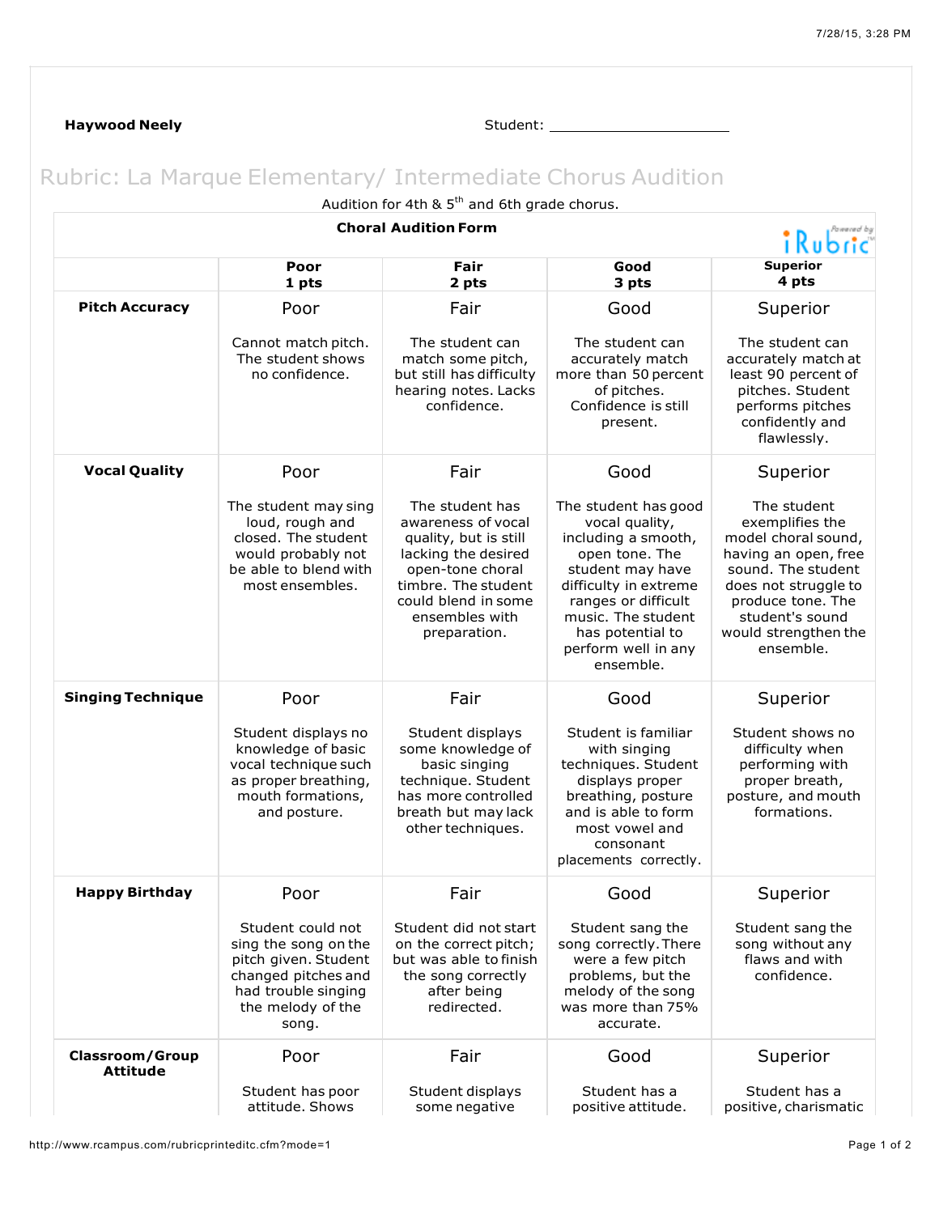**Haywood Neely** Student: ____________________

# Rubric: La Marque Elementary/ Intermediate Chorus Audition

Audition for 4th & 5th and 6th grade chorus.

**Choral Audition Form**

| | Poor 1 pts | Fair 2 pts | Good 3 pts | Superior 4 pts |
|---|---|---|---|---|
| **Pitch Accuracy** | Poor<br><br>Cannot match pitch. The student shows no confidence. | Fair<br><br>The student can match some pitch, but still has difficulty hearing notes. Lacks confidence. | Good<br><br>The student can accurately match more than 50 percent of pitches. Confidence is still present. | Superior<br><br>The student can accurately match at least 90 percent of pitches. Student performs pitches confidently and flawlessly. |
| **Vocal Quality** | Poor<br><br>The student may sing loud, rough and closed. The student would probably not be able to blend with most ensembles. | Fair<br><br>The student has awareness of vocal quality, but is still lacking the desired open-tone choral timbre. The student could blend in some ensembles with preparation. | Good<br><br>The student has good vocal quality, including a smooth, open tone. The student may have difficulty in extreme ranges or difficult music. The student has potential to perform well in any ensemble. | Superior<br><br>The student exemplifies the model choral sound, having an open, free sound. The student does not struggle to produce tone. The student's sound would strengthen the ensemble. |
| **Singing Technique** | Poor<br><br>Student displays no knowledge of basic vocal technique such as proper breathing, mouth formations, and posture. | Fair<br><br>Student displays some knowledge of basic singing technique. Student has more controlled breath but may lack other techniques. | Good<br><br>Student is familiar with singing techniques. Student displays proper breathing, posture and is able to form most vowel and consonant placements correctly. | Superior<br><br>Student shows no difficulty when performing with proper breath, posture, and mouth formations. |
| **Happy Birthday** | Poor<br><br>Student could not sing the song on the pitch given. Student changed pitches and had trouble singing the melody of the song. | Fair<br><br>Student did not start on the correct pitch; but was able to finish the song correctly after being redirected. | Good<br><br>Student sang the song correctly. There were a few pitch problems, but the melody of the song was more than 75% accurate. | Superior<br><br>Student sang the song without any flaws and with confidence. |
| **Classroom/Group Attitude** | Poor<br><br>Student has poor attitude. Shows | Fair<br><br>Student displays some negative | Good<br><br>Student has a positive attitude. | Superior<br><br>Student has a positive, charismatic |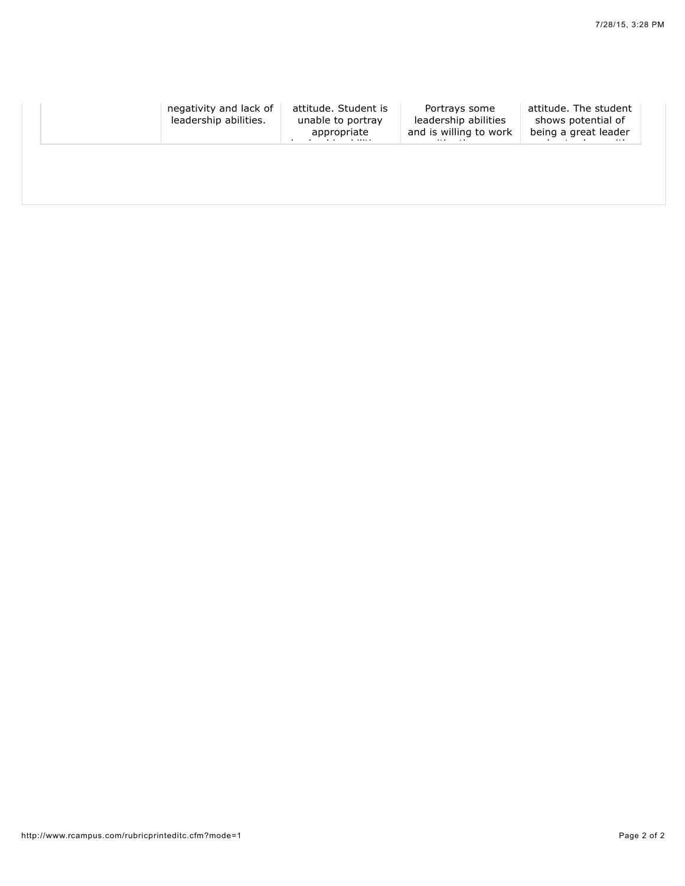| | | | | |
|---|---|---|---|---|
| | negativity and lack of leadership abilities. | attitude. Student is unable to portray appropriate | Portrays some leadership abilities and is willing to work | attitude. The student shows potential of being a great leader |